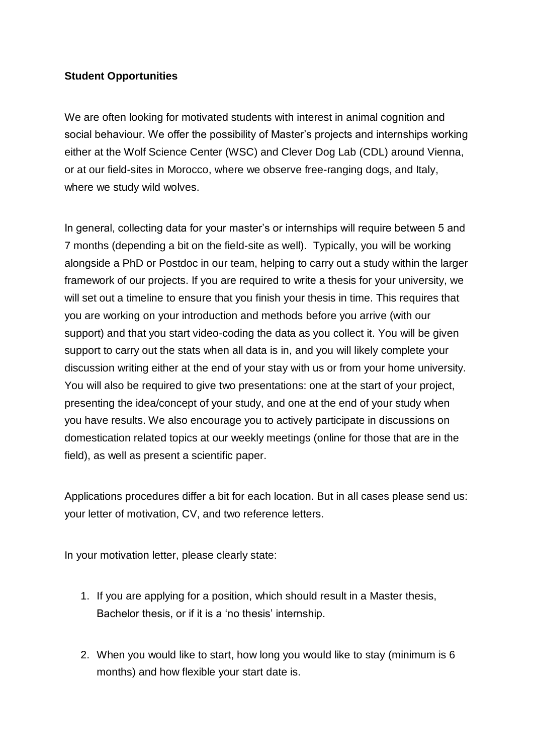**Student Opportunities**

We are often looking for motivated students with interest in animal cognition and social behaviour. We offer the possibility of Master's projects and internships working either at the Wolf Science Center (WSC) and Clever Dog Lab (CDL) around Vienna, or at our field-sites in Morocco, where we observe free-ranging dogs, and Italy, where we study wild wolves.

In general, collecting data for your master's or internships will require between 5 and 7 months (depending a bit on the field-site as well). Typically, you will be working alongside a PhD or Postdoc in our team, helping to carry out a study within the larger framework of our projects. If you are required to write a thesis for your university, we will set out a timeline to ensure that you finish your thesis in time. This requires that you are working on your introduction and methods before you arrive (with our support) and that you start video-coding the data as you collect it. You will be given support to carry out the stats when all data is in, and you will likely complete your discussion writing either at the end of your stay with us or from your home university. You will also be required to give two presentations: one at the start of your project, presenting the idea/concept of your study, and one at the end of your study when you have results. We also encourage you to actively participate in discussions on domestication related topics at our weekly meetings (online for those that are in the field), as well as present a scientific paper.

Applications procedures differ a bit for each location. But in all cases please send us: your letter of motivation, CV, and two reference letters.

In your motivation letter, please clearly state:

1. If you are applying for a position, which should result in a Master thesis, Bachelor thesis, or if it is a 'no thesis' internship.

2. When you would like to start, how long you would like to stay (minimum is 6 months) and how flexible your start date is.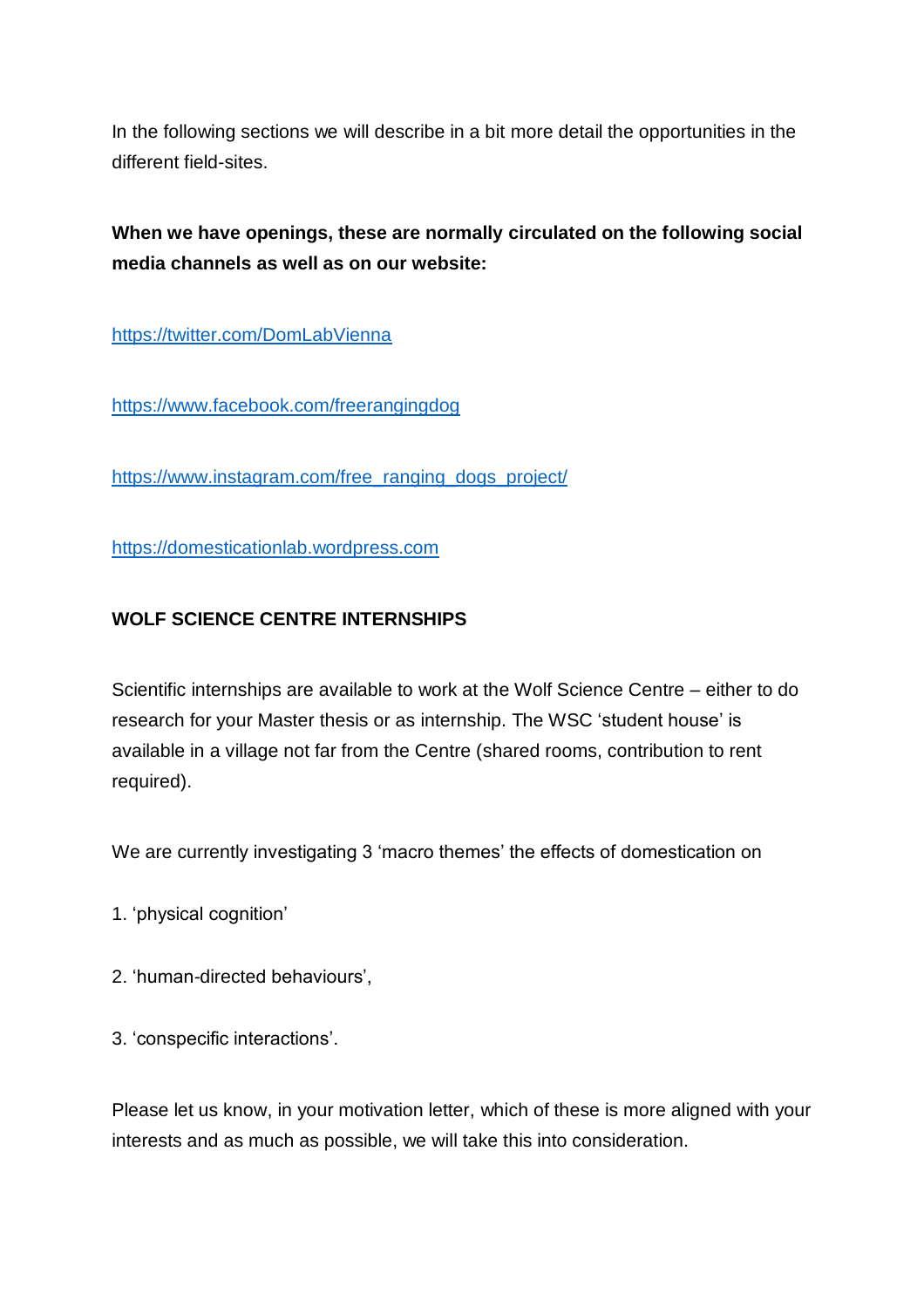In the following sections we will describe in a bit more detail the opportunities in the different field-sites.

**When we have openings, these are normally circulated on the following social media channels as well as on our website:**

https://twitter.com/DomLabVienna

https://www.facebook.com/freerangingdog

https://www.instagram.com/free_ranging_dogs_project/

https://domesticationlab.wordpress.com

**WOLF SCIENCE CENTRE INTERNSHIPS**

Scientific internships are available to work at the Wolf Science Centre – either to do research for your Master thesis or as internship. The WSC 'student house' is available in a village not far from the Centre (shared rooms, contribution to rent required).

We are currently investigating 3 'macro themes' the effects of domestication on

1. 'physical cognition'

2. 'human-directed behaviours',

3. 'conspecific interactions'.

Please let us know, in your motivation letter, which of these is more aligned with your interests and as much as possible, we will take this into consideration.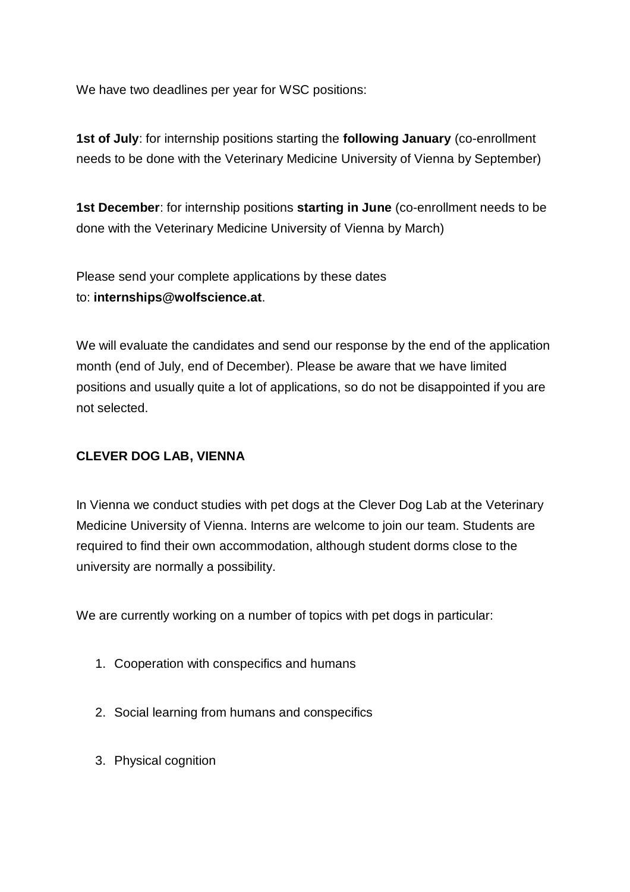We have two deadlines per year for WSC positions:

**1st of July**: for internship positions starting the **following January** (co-enrollment needs to be done with the Veterinary Medicine University of Vienna by September)

**1st December**: for internship positions **starting in June** (co-enrollment needs to be done with the Veterinary Medicine University of Vienna by March)

Please send your complete applications by these dates to: **internships@wolfscience.at**.

We will evaluate the candidates and send our response by the end of the application month (end of July, end of December). Please be aware that we have limited positions and usually quite a lot of applications, so do not be disappointed if you are not selected.

**CLEVER DOG LAB, VIENNA**

In Vienna we conduct studies with pet dogs at the Clever Dog Lab at the Veterinary Medicine University of Vienna. Interns are welcome to join our team. Students are required to find their own accommodation, although student dorms close to the university are normally a possibility.

We are currently working on a number of topics with pet dogs in particular:

1. Cooperation with conspecifics and humans
2. Social learning from humans and conspecifics
3. Physical cognition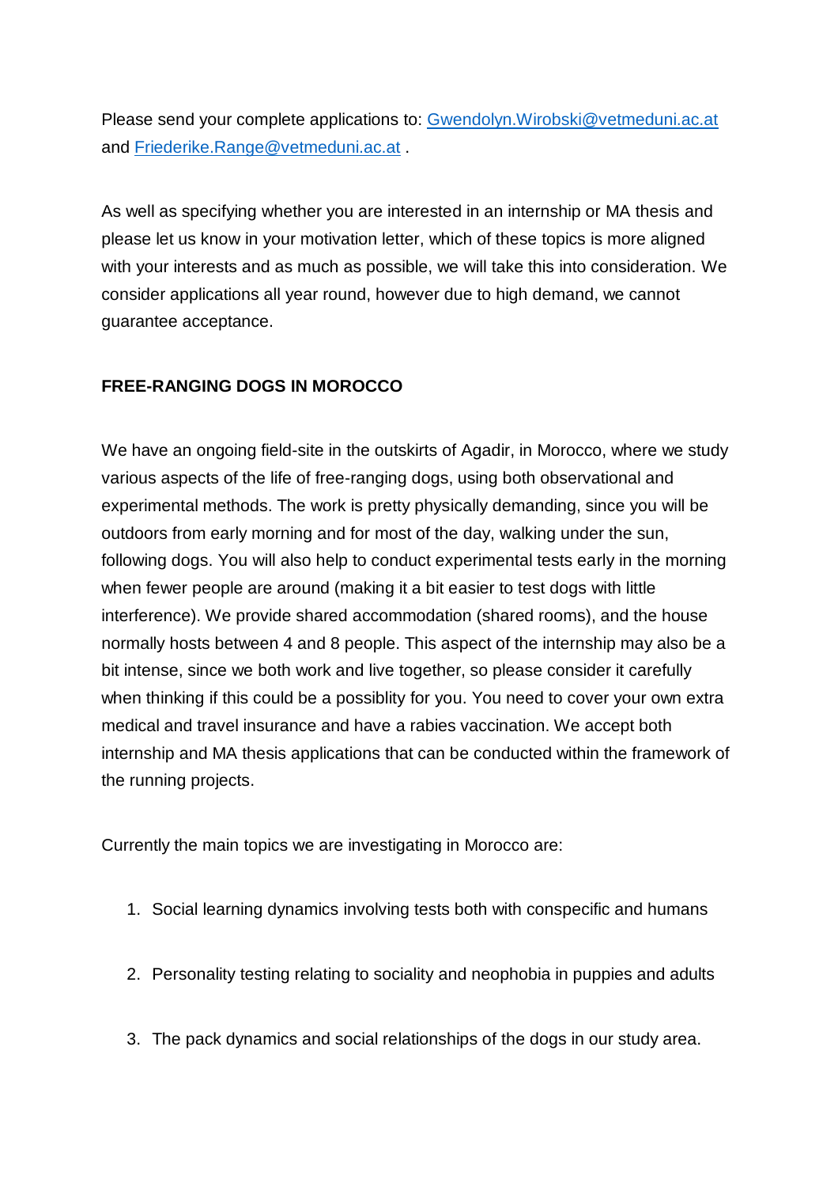Please send your complete applications to: [Gwendolyn.Wirobski@vetmeduni.ac.at](mailto:Gwendolyn.Wirobski@vetmeduni.ac.at) and [Friederike.Range@vetmeduni.ac.at](mailto:Friederike.Range@vetmeduni.ac.at) .

As well as specifying whether you are interested in an internship or MA thesis and please let us know in your motivation letter, which of these topics is more aligned with your interests and as much as possible, we will take this into consideration. We consider applications all year round, however due to high demand, we cannot guarantee acceptance.

**FREE-RANGING DOGS IN MOROCCO**

We have an ongoing field-site in the outskirts of Agadir, in Morocco, where we study various aspects of the life of free-ranging dogs, using both observational and experimental methods. The work is pretty physically demanding, since you will be outdoors from early morning and for most of the day, walking under the sun, following dogs. You will also help to conduct experimental tests early in the morning when fewer people are around (making it a bit easier to test dogs with little interference). We provide shared accommodation (shared rooms), and the house normally hosts between 4 and 8 people. This aspect of the internship may also be a bit intense, since we both work and live together, so please consider it carefully when thinking if this could be a possiblity for you. You need to cover your own extra medical and travel insurance and have a rabies vaccination. We accept both internship and MA thesis applications that can be conducted within the framework of the running projects.

Currently the main topics we are investigating in Morocco are:

1. Social learning dynamics involving tests both with conspecific and humans
2. Personality testing relating to sociality and neophobia in puppies and adults
3. The pack dynamics and social relationships of the dogs in our study area.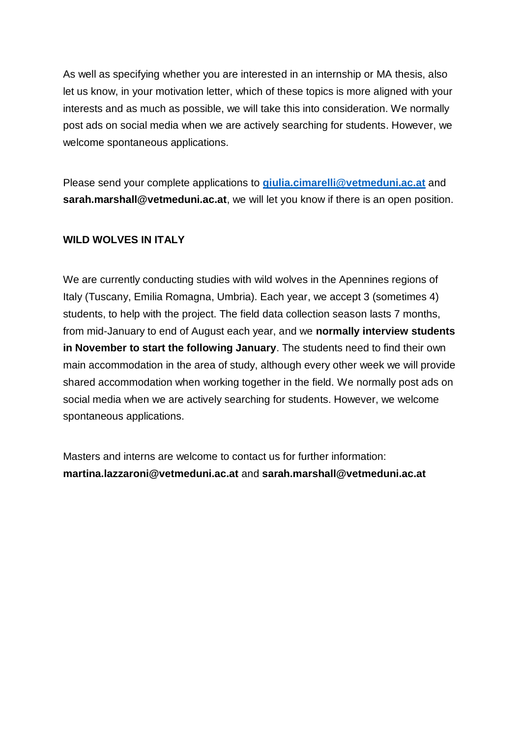As well as specifying whether you are interested in an internship or MA thesis, also let us know, in your motivation letter, which of these topics is more aligned with your interests and as much as possible, we will take this into consideration. We normally post ads on social media when we are actively searching for students. However, we welcome spontaneous applications.

Please send your complete applications to **giulia.cimarelli@vetmeduni.ac.at** and **sarah.marshall@vetmeduni.ac.at**, we will let you know if there is an open position.

**WILD WOLVES IN ITALY**

We are currently conducting studies with wild wolves in the Apennines regions of Italy (Tuscany, Emilia Romagna, Umbria). Each year, we accept 3 (sometimes 4) students, to help with the project. The field data collection season lasts 7 months, from mid-January to end of August each year, and we **normally interview students in November to start the following January**. The students need to find their own main accommodation in the area of study, although every other week we will provide shared accommodation when working together in the field. We normally post ads on social media when we are actively searching for students. However, we welcome spontaneous applications.

Masters and interns are welcome to contact us for further information: **martina.lazzaroni@vetmeduni.ac.at** and **sarah.marshall@vetmeduni.ac.at**